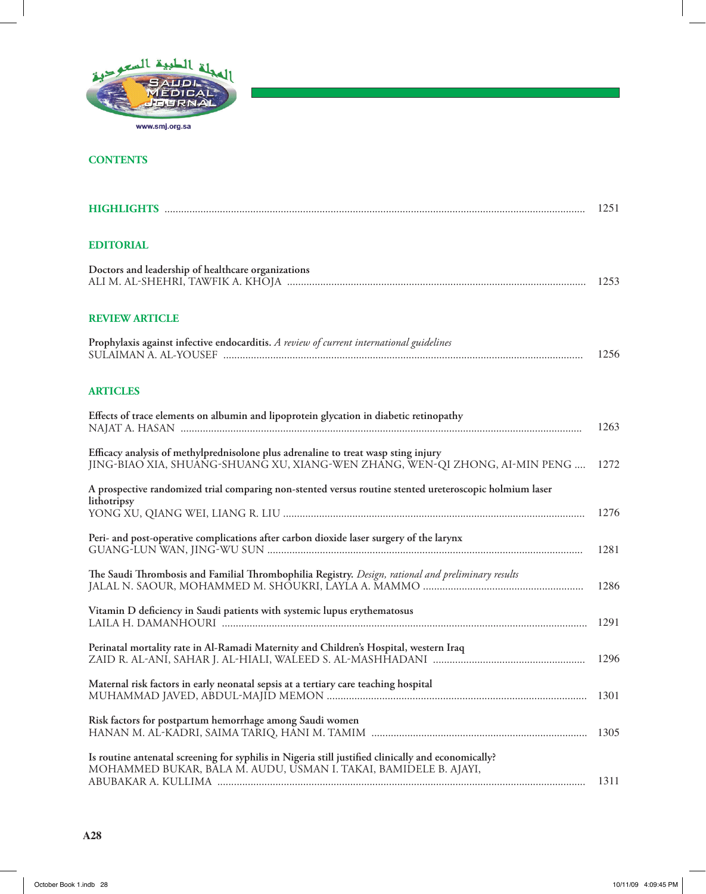## CONTENTS

**HIGHLIGHTS** ...................................................................................................................................................... 1251

### EDITORIAL

**Doctors and leadership of healthcare organizations**
ALI M. AL-SHEHRI, TAWFIK A. KHOJA .......................................................................................................... 1253

### REVIEW ARTICLE

**Prophylaxis against infective endocarditis.** *A review of current international guidelines*
SULAIMAN A. AL-YOUSEF ................................................................................................................................ 1256

### ARTICLES

**Effects of trace elements on albumin and lipoprotein glycation in diabetic retinopathy**
NAJAT A. HASAN ............................................................................................................................................... 1263

**Efficacy analysis of methylprednisolone plus adrenaline to treat wasp sting injury**
JING-BIAO XIA, SHUANG-SHUANG XU, XIANG-WEN ZHANG, WEN-QI ZHONG, AI-MIN PENG .... 1272

**A prospective randomized trial comparing non-stented versus routine stented ureteroscopic holmium laser lithotripsy**
YONG XU, QIANG WEI, LIANG R. LIU ........................................................................................................... 1276

**Peri- and post-operative complications after carbon dioxide laser surgery of the larynx**
GUANG-LUN WAN, JING-WU SUN ................................................................................................................ 1281

**The Saudi Thrombosis and Familial Thrombophilia Registry.** *Design, rational and preliminary results*
JALAL N. SAOUR, MOHAMMED M. SHOUKRI, LAYLA A. MAMMO ......................................................... 1286

**Vitamin D deficiency in Saudi patients with systemic lupus erythematosus**
LAILA H. DAMANHOURI .................................................................................................................................. 1291

**Perinatal mortality rate in Al-Ramadi Maternity and Children's Hospital, western Iraq**
ZAID R. AL-ANI, SAHAR J. AL-HIALI, WALEED S. AL-MASHHADANI ...................................................... 1296

**Maternal risk factors in early neonatal sepsis at a tertiary care teaching hospital**
MUHAMMAD JAVED, ABDUL-MAJID MEMON ............................................................................................ 1301

**Risk factors for postpartum hemorrhage among Saudi women**
HANAN M. AL-KADRI, SAIMA TARIQ, HANI M. TAMIM ............................................................................. 1305

**Is routine antenatal screening for syphilis in Nigeria still justified clinically and economically?**
MOHAMMED BUKAR, BALA M. AUDU, USMAN I. TAKAI, BAMIDELE B. AJAYI, ABUBAKAR A. KULLIMA ................................................................................................................................... 1311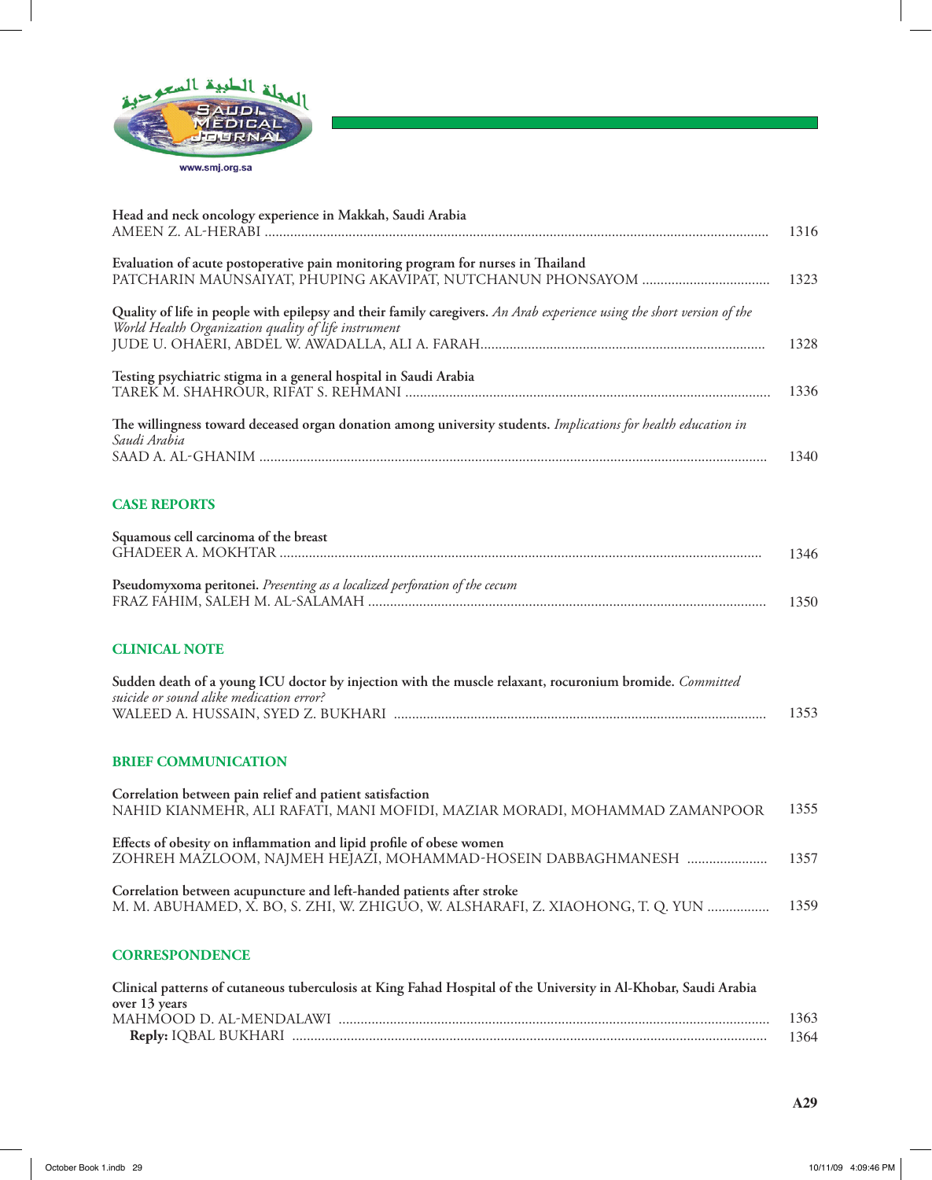Head and neck oncology experience in Makkah, Saudi Arabia
AMEEN Z. AL-HERABI ........................................................................................................................................ 1316

Evaluation of acute postoperative pain monitoring program for nurses in Thailand
PATCHARIN MAUNSAIYAT, PHUPING AKAVIPAT, NUTCHANUN PHONSAYOM .................................. 1323

**Quality of life in people with epilepsy and their family caregivers.** *An Arab experience using the short version of the World Health Organization quality of life instrument*
JUDE U. OHAERI, ABDEL W. AWADALLA, ALI A. FARAH............................................................................. 1328

Testing psychiatric stigma in a general hospital in Saudi Arabia
TAREK M. SHAHROUR, RIFAT S. REHMANI .................................................................................................. 1336

**The willingness toward deceased organ donation among university students.** *Implications for health education in Saudi Arabia*
SAAD A. AL-GHANIM ......................................................................................................................................... 1340

## CASE REPORTS

Squamous cell carcinoma of the breast
GHADEER A. MOKHTAR .................................................................................................................................. 1346

**Pseudomyxoma peritonei.** *Presenting as a localized perforation of the cecum*
FRAZ FAHIM, SALEH M. AL-SALAMAH ............................................................................................................ 1350

## CLINICAL NOTE

**Sudden death of a young ICU doctor by injection with the muscle relaxant, rocuronium bromide.** *Committed suicide or sound alike medication error?*
WALEED A. HUSSAIN, SYED Z. BUKHARI .................................................................................................... 1353

## BRIEF COMMUNICATION

Correlation between pain relief and patient satisfaction
NAHID KIANMEHR, ALI RAFATI, MANI MOFIDI, MAZIAR MORADI, MOHAMMAD ZAMANPOOR 1355

Effects of obesity on inflammation and lipid profile of obese women
ZOHREH MAZLOOM, NAJMEH HEJAZI, MOHAMMAD-HOSEIN DABBAGHMANESH ..................... 1357

Correlation between acupuncture and left-handed patients after stroke
M. M. ABUHAMED, X. BO, S. ZHI, W. ZHIGUO, W. ALSHARAFI, Z. XIAOHONG, T. Q. YUN ................ 1359

## CORRESPONDENCE

Clinical patterns of cutaneous tuberculosis at King Fahad Hospital of the University in Al-Khobar, Saudi Arabia over 13 years
MAHMOOD D. AL-MENDALAWI .................................................................................................................... 1363
**Reply:** IQBAL BUKHARI ................................................................................................................................ 1364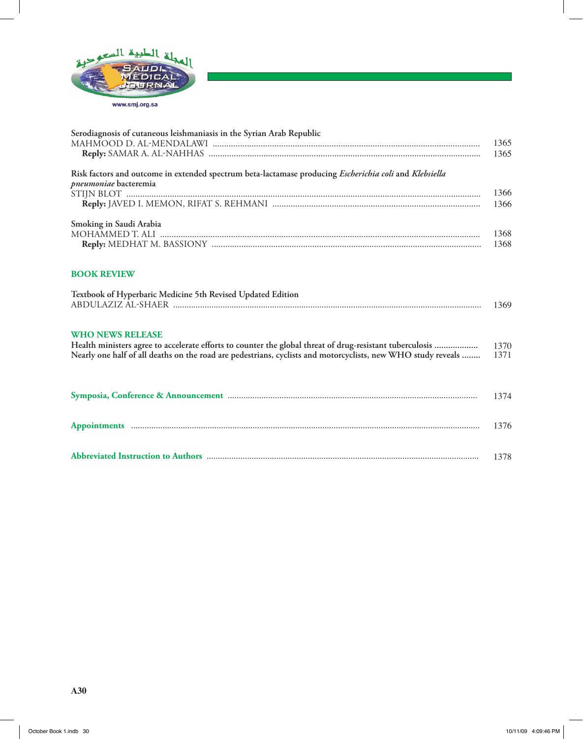Serodiagnosis of cutaneous leishmaniasis in the Syrian Arab Republic
MAHMOOD D. AL-MENDALAWI ...... 1365
**Reply:** SAMAR A. AL-NAHHAS ...... 1365

Risk factors and outcome in extended spectrum beta-lactamase producing *Escherichia coli* and *Klebsiella pneumoniae* bacteremia
STIJN BLOT ...... 1366
**Reply:** JAVED I. MEMON, RIFAT S. REHMANI ...... 1366

Smoking in Saudi Arabia
MOHAMMED T. ALI ...... 1368
**Reply:** MEDHAT M. BASSIONY ...... 1368

## BOOK REVIEW

Textbook of Hyperbaric Medicine 5th Revised Updated Edition
ABDULAZIZ AL-SHAER ...... 1369

## WHO NEWS RELEASE

Health ministers agree to accelerate efforts to counter the global threat of drug-resistant tuberculosis ...... 1370
Nearly one half of all deaths on the road are pedestrians, cyclists and motorcyclists, new WHO study reveals ...... 1371

**Symposia, Conference & Announcement** ...... 1374

**Appointments** ...... 1376

**Abbreviated Instruction to Authors** ...... 1378